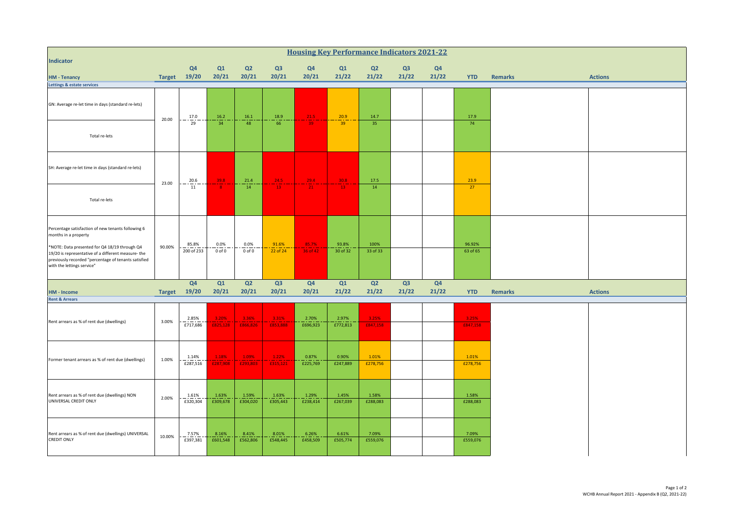# Housing Key Performance Indicators 2021-22

| Indicator | Target | Q4 19/20 | Q1 20/21 | Q2 20/21 | Q3 20/21 | Q4 20/21 | Q1 21/22 | Q2 21/22 | Q3 21/22 | Q4 21/22 | YTD | Remarks | Actions |
|---|---|---|---|---|---|---|---|---|---|---|---|---|---|
| **HM - Tenancy** | | | | | | | | | | | | | |
| **Lettings & estate services** | | | | | | | | | | | | | |
| GN: Average re-let time in days (standard re-lets) | 20.00 | 17.0 | 16.2 | 16.1 | 18.9 | 21.5 | 20.9 | 14.7 | | | 17.9 | | |
| Total re-lets | | 29 | 34 | 48 | 66 | 39 | 39 | 35 | | | 74 | | |
| SH: Average re-let time in days (standard re-lets) | 23.00 | 20.6 | 39.8 | 21.4 | 24.5 | 29.4 | 30.8 | 17.5 | | | 23.9 | | |
| Total re-lets | | 11 | 8 | 14 | 13 | 21 | 13 | 14 | | | 27 | | |
| Percentage satisfaction of new tenants following 6 months in a property<br><br>*NOTE: Data presented for Q4 18/19 through Q4 19/20 is representative of a different measure- the previously recorded "percentage of tenants satisfied with the lettings service" | 90.00% | 85.8%<br>200 of 233 | 0.0%<br>0 of 0 | 0.0%<br>0 of 0 | 91.6%<br>22 of 24 | 85.7%<br>36 of 42 | 93.8%<br>30 of 32 | 100%<br>33 of 33 | | | 96.92%<br>63 of 65 | | |
| **HM - Income** | **Target** | **Q4 19/20** | **Q1 20/21** | **Q2 20/21** | **Q3 20/21** | **Q4 20/21** | **Q1 21/22** | **Q2 21/22** | **Q3 21/22** | **Q4 21/22** | **YTD** | **Remarks** | **Actions** |
| **Rent & Arrears** | | | | | | | | | | | | | |
| Rent arrears as % of rent due (dwellings) | 3.00% | 2.85%<br>£717,686 | 3.20%<br>£825,174 | 3.36%<br>£866,826 | 3.31%<br>£853,888 | 2.70%<br>£696,923 | 2.97%<br>£772,813 | 3.25%<br>£847,158 | | | 3.25%<br>£847,158 | | |
| Former tenant arrears as % of rent due (dwellings) | 1.00% | 1.14%<br>£287,516 | 1.18%<br>£287,908 | 1.09%<br>£293,803 | 1.22%<br>£315,121 | 0.87%<br>£225,769 | 0.90%<br>£247,889 | 1.01%<br>£278,756 | | | 1.01%<br>£278,756 | | |
| Rent arrears as % of rent due (dwellings) NON UNIVERSAL CREDIT ONLY | 2.00% | 1.61%<br>£320,304 | 1.63%<br>£309,678 | 1.59%<br>£304,020 | 1.63%<br>£305,443 | 1.29%<br>£238,414 | 1.45%<br>£267,039 | 1.58%<br>£288,083 | | | 1.58%<br>£288,083 | | |
| Rent arrears as % of rent due (dwellings) UNIVERSAL CREDIT ONLY | 10.00% | 7.57%<br>£397,381 | 8.16%<br>£601,548 | 8.41%<br>£562,806 | 8.01%<br>£548,445 | 6.26%<br>£458,509 | 6.61%<br>£505,774 | 7.09%<br>£559,076 | | | 7.09%<br>£559,076 | | |

WCHB Annual Report 2021 - Appendix B (Q2, 2021-22)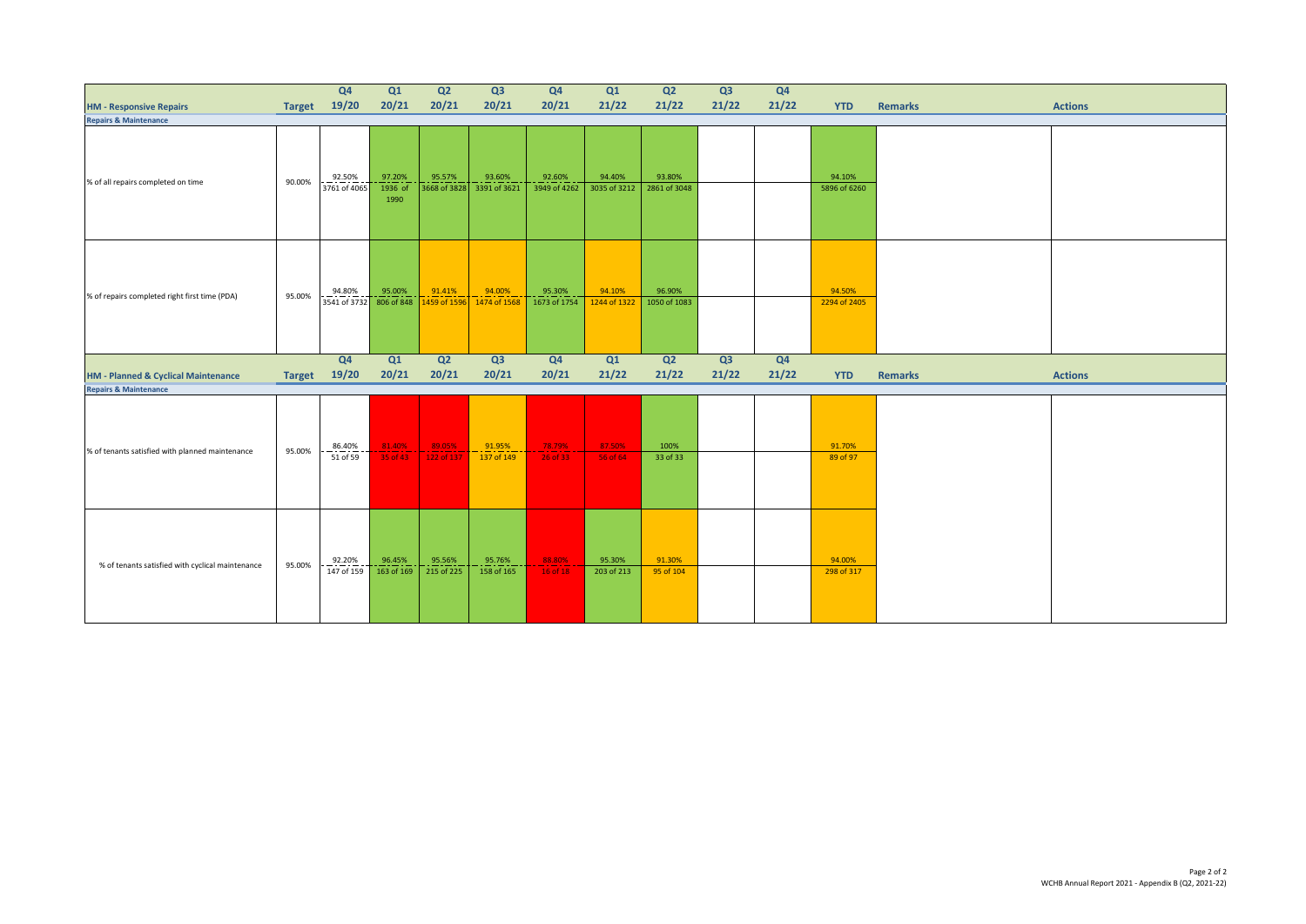| HM - Responsive Repairs | Target | Q4 19/20 | Q1 20/21 | Q2 20/21 | Q3 20/21 | Q4 20/21 | Q1 21/22 | Q2 21/22 | Q3 21/22 | Q4 21/22 | YTD | Remarks | Actions |
|---|---|---|---|---|---|---|---|---|---|---|---|---|---|
| **Repairs & Maintenance** | | | | | | | | | | | | | |
| % of all repairs completed on time | 90.00% | 92.50% 3761 of 4065 | 97.20% 1936 of 1990 | 95.57% 3668 of 3828 | 93.60% 3391 of 3621 | 92.60% 3949 of 4262 | 94.40% 3035 of 3212 | 93.80% 2861 of 3048 | | | 94.10% 5896 of 6260 | | |
| % of repairs completed right first time (PDA) | 95.00% | 94.80% 3541 of 3732 | 95.00% 806 of 848 | 91.41% 1459 of 1596 | 94.00% 1474 of 1568 | 95.30% 1673 of 1754 | 94.10% 1244 of 1322 | 96.90% 1050 of 1083 | | | 94.50% 2294 of 2405 | | |

| HM - Planned & Cyclical Maintenance | Target | Q4 19/20 | Q1 20/21 | Q2 20/21 | Q3 20/21 | Q4 20/21 | Q1 21/22 | Q2 21/22 | Q3 21/22 | Q4 21/22 | YTD | Remarks | Actions |
|---|---|---|---|---|---|---|---|---|---|---|---|---|---|
| **Repairs & Maintenance** | | | | | | | | | | | | | |
| % of tenants satisfied with planned maintenance | 95.00% | 86.40% 51 of 59 | 81.40% 35 of 43 | 89.05% 122 of 137 | 91.95% 137 of 149 | 78.79% 26 of 33 | 87.50% 56 of 64 | 100% 33 of 33 | | | 91.70% 89 of 97 | | |
| % of tenants satisfied with cyclical maintenance | 95.00% | 92.20% 147 of 159 | 96.45% 163 of 169 | 95.56% 215 of 225 | 95.76% 158 of 165 | 88.80% 16 of 18 | 95.30% 203 of 213 | 91.30% 95 of 104 | | | 94.00% 298 of 317 | | |